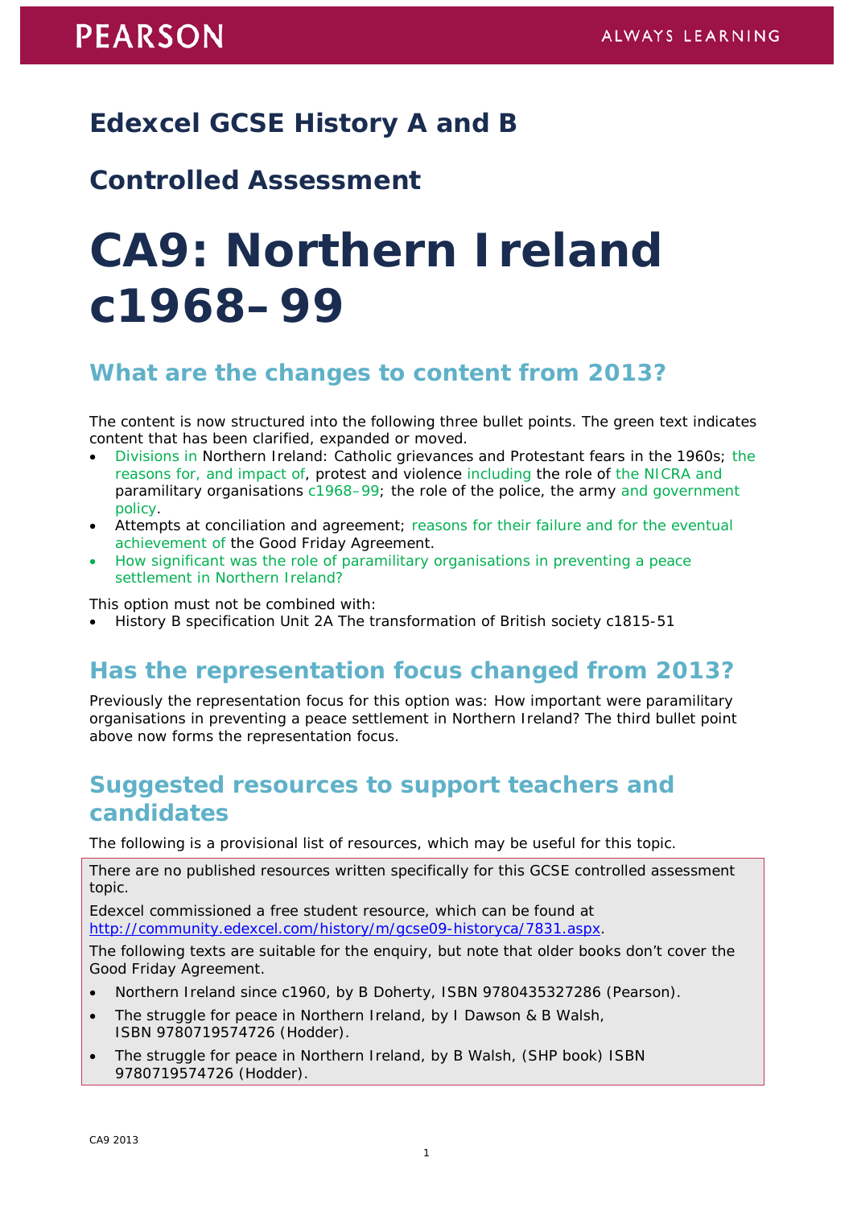# Edexcel GCSE History A and B

# Controlled Assessment

# CA9: Northern Ireland c1968–99

## What are the changes to content from 2013?

The content is now structured into the following three bullet points. The green text indicates content that has been clarified, expanded or moved.

- Divisions in Northern Ireland: Catholic grievances and Protestant fears in the 1960s; the reasons for, and impact of, protest and violence including the role of the NICRA and paramilitary organisations c1968–99; the role of the police, the army and government policy.
- Attempts at conciliation and agreement; reasons for their failure and for the eventual achievement of the Good Friday Agreement.
- How significant was the role of paramilitary organisations in preventing a peace settlement in Northern Ireland?

This option must not be combined with:

- History B specification Unit 2A The transformation of British society c1815-51

## Has the representation focus changed from 2013?

Previously the representation focus for this option was: How important were paramilitary organisations in preventing a peace settlement in Northern Ireland? The third bullet point above now forms the representation focus.

## Suggested resources to support teachers and candidates

The following is a provisional list of resources, which may be useful for this topic.

There are no published resources written specifically for this GCSE controlled assessment topic.

Edexcel commissioned a free student resource, which can be found at http://community.edexcel.com/history/m/gcse09-historyca/7831.aspx.

The following texts are suitable for the enquiry, but note that older books don't cover the Good Friday Agreement.

- Northern Ireland since c1960, by B Doherty, ISBN 9780435327286 (Pearson).
- The struggle for peace in Northern Ireland, by I Dawson & B Walsh, ISBN 9780719574726 (Hodder).
- The struggle for peace in Northern Ireland, by B Walsh, (SHP book) ISBN 9780719574726 (Hodder).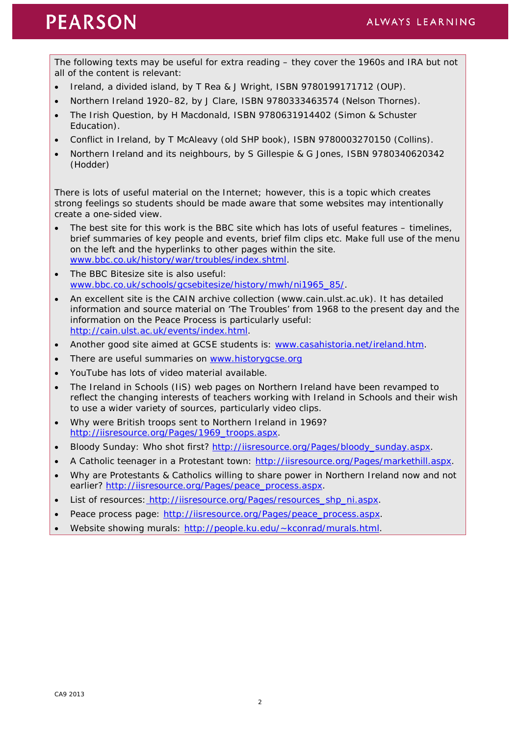The following texts may be useful for extra reading – they cover the 1960s and IRA but not all of the content is relevant:

- Ireland, a divided island, by T Rea & J Wright, ISBN 9780199171712 (OUP).
- Northern Ireland 1920–82, by J Clare, ISBN 9780333463574 (Nelson Thornes).
- The Irish Question, by H Macdonald, ISBN 9780631914402 (Simon & Schuster Education).
- Conflict in Ireland, by T McAleavy (old SHP book), ISBN 9780003270150 (Collins).
- Northern Ireland and its neighbours, by S Gillespie & G Jones, ISBN 9780340620342 (Hodder)

There is lots of useful material on the Internet; however, this is a topic which creates strong feelings so students should be made aware that some websites may intentionally create a one-sided view.

- The best site for this work is the BBC site which has lots of useful features – timelines, brief summaries of key people and events, brief film clips etc. Make full use of the menu on the left and the hyperlinks to other pages within the site. www.bbc.co.uk/history/war/troubles/index.shtml.
- The BBC Bitesize site is also useful: www.bbc.co.uk/schools/gcsebitesize/history/mwh/ni1965_85/.
- An excellent site is the CAIN archive collection (www.cain.ulst.ac.uk). It has detailed information and source material on 'The Troubles' from 1968 to the present day and the information on the Peace Process is particularly useful: http://cain.ulst.ac.uk/events/index.html.
- Another good site aimed at GCSE students is: www.casahistoria.net/ireland.htm.
- There are useful summaries on www.historygcse.org
- YouTube has lots of video material available.
- The Ireland in Schools (IiS) web pages on Northern Ireland have been revamped to reflect the changing interests of teachers working with Ireland in Schools and their wish to use a wider variety of sources, particularly video clips.
- Why were British troops sent to Northern Ireland in 1969? http://iisresource.org/Pages/1969_troops.aspx.
- Bloody Sunday: Who shot first? http://iisresource.org/Pages/bloody_sunday.aspx.
- A Catholic teenager in a Protestant town: http://iisresource.org/Pages/markethill.aspx.
- Why are Protestants & Catholics willing to share power in Northern Ireland now and not earlier? http://iisresource.org/Pages/peace_process.aspx.
- List of resources: http://iisresource.org/Pages/resources_shp_ni.aspx.
- Peace process page: http://iisresource.org/Pages/peace_process.aspx.
- Website showing murals: http://people.ku.edu/~kconrad/murals.html.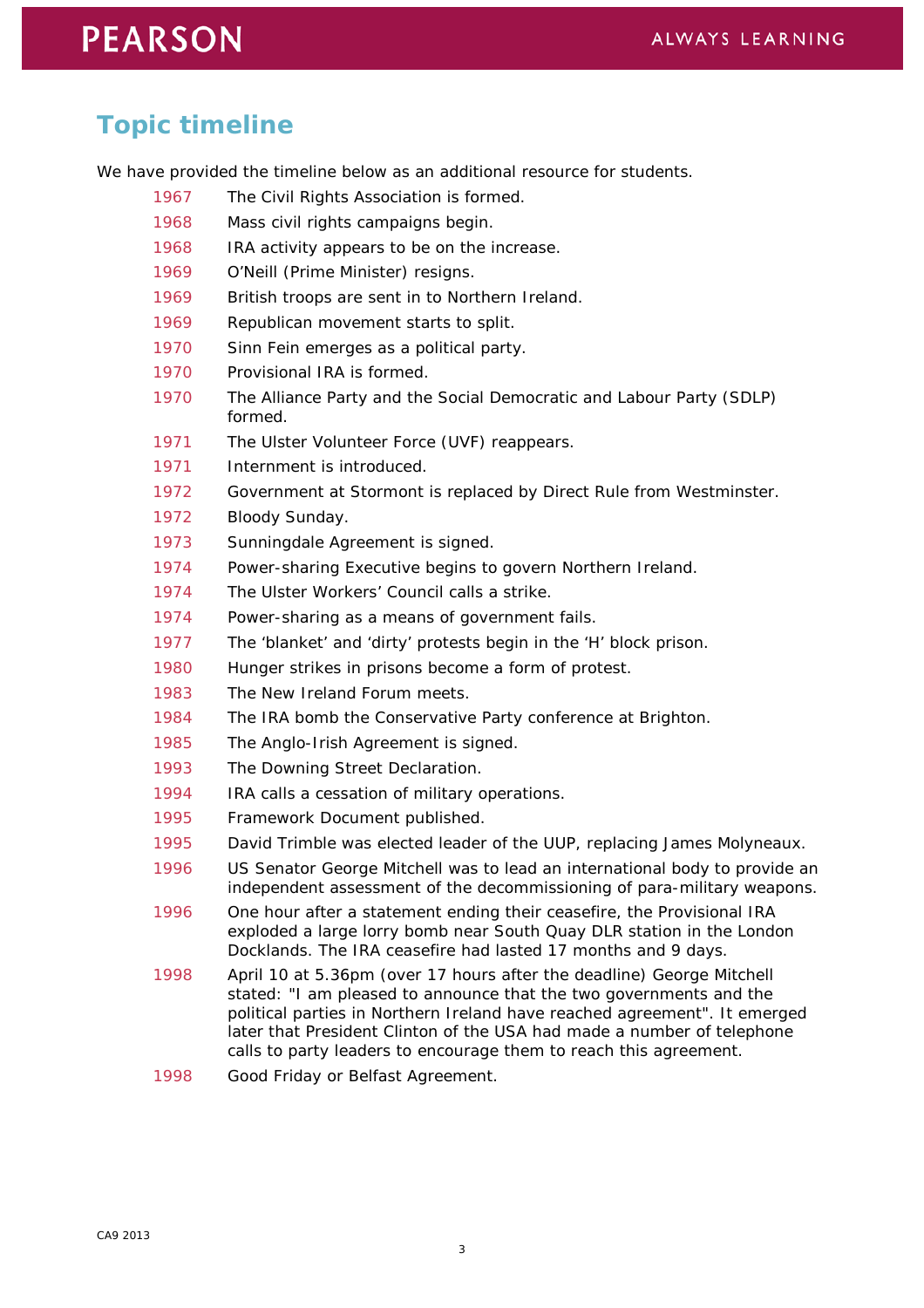## Topic timeline

We have provided the timeline below as an additional resource for students.

| | |
|---|---|
| 1967 | The Civil Rights Association is formed. |
| 1968 | Mass civil rights campaigns begin. |
| 1968 | IRA activity appears to be on the increase. |
| 1969 | O'Neill (Prime Minister) resigns. |
| 1969 | British troops are sent in to Northern Ireland. |
| 1969 | Republican movement starts to split. |
| 1970 | Sinn Fein emerges as a political party. |
| 1970 | Provisional IRA is formed. |
| 1970 | The Alliance Party and the Social Democratic and Labour Party (SDLP) formed. |
| 1971 | The Ulster Volunteer Force (UVF) reappears. |
| 1971 | Internment is introduced. |
| 1972 | Government at Stormont is replaced by Direct Rule from Westminster. |
| 1972 | Bloody Sunday. |
| 1973 | Sunningdale Agreement is signed. |
| 1974 | Power-sharing Executive begins to govern Northern Ireland. |
| 1974 | The Ulster Workers' Council calls a strike. |
| 1974 | Power-sharing as a means of government fails. |
| 1977 | The 'blanket' and 'dirty' protests begin in the 'H' block prison. |
| 1980 | Hunger strikes in prisons become a form of protest. |
| 1983 | The New Ireland Forum meets. |
| 1984 | The IRA bomb the Conservative Party conference at Brighton. |
| 1985 | The Anglo-Irish Agreement is signed. |
| 1993 | The Downing Street Declaration. |
| 1994 | IRA calls a cessation of military operations. |
| 1995 | Framework Document published. |
| 1995 | David Trimble was elected leader of the UUP, replacing James Molyneaux. |
| 1996 | US Senator George Mitchell was to lead an international body to provide an independent assessment of the decommissioning of para-military weapons. |
| 1996 | One hour after a statement ending their ceasefire, the Provisional IRA exploded a large lorry bomb near South Quay DLR station in the London Docklands. The IRA ceasefire had lasted 17 months and 9 days. |
| 1998 | April 10 at 5.36pm (over 17 hours after the deadline) George Mitchell stated: "I am pleased to announce that the two governments and the political parties in Northern Ireland have reached agreement". It emerged later that President Clinton of the USA had made a number of telephone calls to party leaders to encourage them to reach this agreement. |
| 1998 | Good Friday or Belfast Agreement. |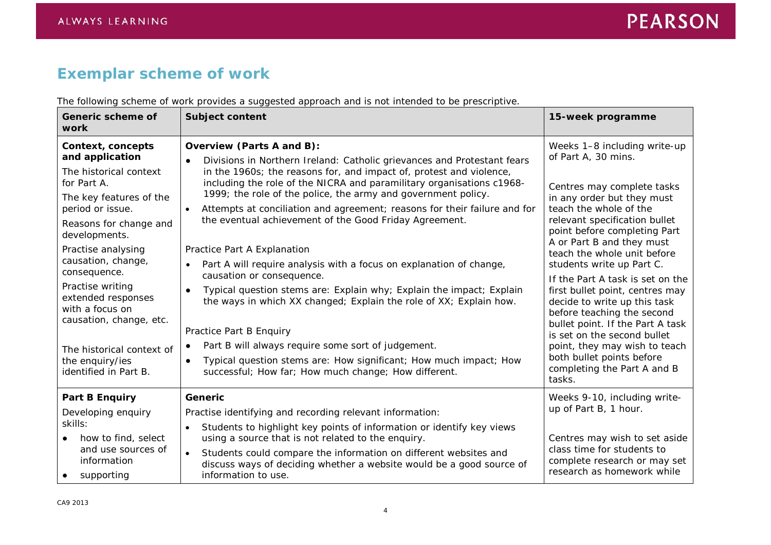## Exemplar scheme of work

The following scheme of work provides a suggested approach and is not intended to be prescriptive.

| Generic scheme of work | Subject content | 15-week programme |
|---|---|---|
| **Context, concepts and application**<br>The historical context for Part A.<br>The key features of the period or issue.<br>Reasons for change and developments.<br>Practise analysing causation, change, consequence.<br>Practise writing extended responses with a focus on causation, change, etc.<br><br>The historical context of the enquiry/ies identified in Part B. | **Overview (Parts A and B):**<br>• Divisions in Northern Ireland: Catholic grievances and Protestant fears in the 1960s; the reasons for, and impact of, protest and violence, including the role of the NICRA and paramilitary organisations c1968-1999; the role of the police, the army and government policy.<br>• Attempts at conciliation and agreement; reasons for their failure and for the eventual achievement of the Good Friday Agreement.<br><br>Practice Part A Explanation<br>• Part A will require analysis with a focus on explanation of change, causation or consequence.<br>• Typical question stems are: Explain why; Explain the impact; Explain the ways in which XX changed; Explain the role of XX; Explain how.<br><br>Practice Part B Enquiry<br>• Part B will always require some sort of judgement.<br>• Typical question stems are: How significant; How much impact; How successful; How far; How much change; How different. | Weeks 1–8 including write-up of Part A, 30 mins.<br><br>Centres may complete tasks in any order but they must teach the whole of the relevant specification bullet point before completing Part A or Part B and they must teach the whole unit before students write up Part C.<br>If the Part A task is set on the first bullet point, centres may decide to write up this task before teaching the second bullet point. If the Part A task is set on the second bullet point, they may wish to teach both bullet points before completing the Part A and B tasks. |
| **Part B Enquiry**<br>Developing enquiry skills:<br>• how to find, select and use sources of information<br>• supporting | **Generic**<br>Practise identifying and recording relevant information:<br>• Students to highlight key points of information or identify key views using a source that is not related to the enquiry.<br>• Students could compare the information on different websites and discuss ways of deciding whether a website would be a good source of information to use. | Weeks 9-10, including write-up of Part B, 1 hour.<br><br>Centres may wish to set aside class time for students to complete research or may set research as homework while |

CA9 2013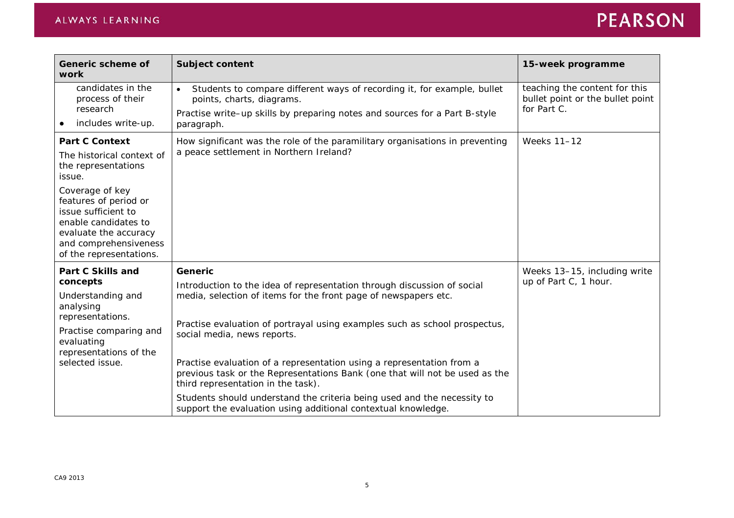| Generic scheme of work | Subject content | 15-week programme |
| --- | --- | --- |
| candidates in the process of their research<br>• includes write-up. | • Students to compare different ways of recording it, for example, bullet points, charts, diagrams.<br>Practise write–up skills by preparing notes and sources for a Part B-style paragraph. | teaching the content for this bullet point or the bullet point for Part C. |
| **Part C Context**<br>The historical context of the representations issue.<br>Coverage of key features of period or issue sufficient to enable candidates to evaluate the accuracy and comprehensiveness of the representations. | How significant was the role of the paramilitary organisations in preventing a peace settlement in Northern Ireland? | Weeks 11–12 |
| **Part C Skills and concepts**<br>Understanding and analysing representations.<br>Practise comparing and evaluating representations of the selected issue. | **Generic**<br>Introduction to the idea of representation through discussion of social media, selection of items for the front page of newspapers etc.<br>Practise evaluation of portrayal using examples such as school prospectus, social media, news reports.<br>Practise evaluation of a representation using a representation from a previous task or the Representations Bank (one that will not be used as the third representation in the task).<br>Students should understand the criteria being used and the necessity to support the evaluation using additional contextual knowledge. | Weeks 13–15, including write up of Part C, 1 hour. |

CA9 2013